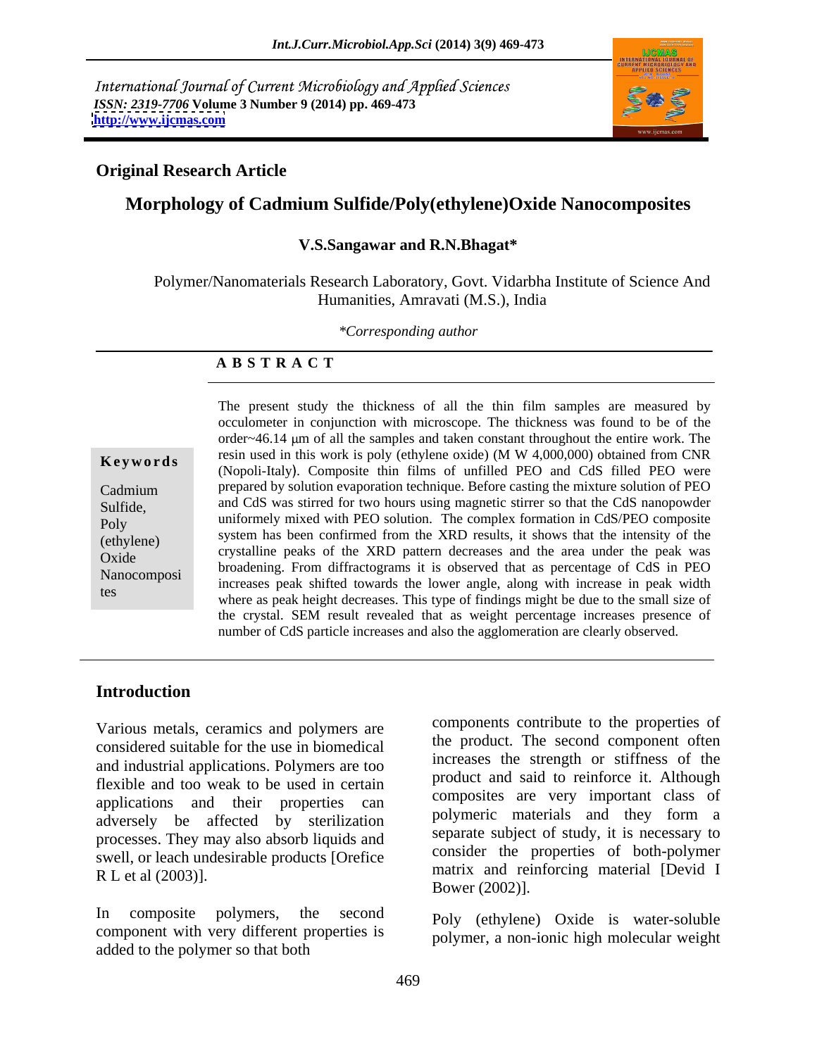*International Journal of Current Microbiology and Applied Sciences*
*ISSN: 2319-7706* **Volume 3 Number 9 (2014) pp. 469-473**
**http://www.ijcmas.com**

**Original Research Article**

# Morphology of Cadmium Sulfide/Poly(ethylene)Oxide Nanocomposites

**V.S.Sangawar and R.N.Bhagat***

Polymer/Nanomaterials Research Laboratory, Govt. Vidarbha Institute of Science And Humanities, Amravati (M.S.), India

*\*Corresponding author*

**A B S T R A C T**

**Keywords**

Cadmium Sulfide, Poly (ethylene) Oxide Nanocomposites

The present study the thickness of all the thin film samples are measured by occulometer in conjunction with microscope. The thickness was found to be of the order~46.14 μm of all the samples and taken constant throughout the entire work. The resin used in this work is poly (ethylene oxide) (M W 4,000,000) obtained from CNR (Nopoli-Italy). Composite thin films of unfilled PEO and CdS filled PEO were prepared by solution evaporation technique. Before casting the mixture solution of PEO and CdS was stirred for two hours using magnetic stirrer so that the CdS nanopowder uniformely mixed with PEO solution. The complex formation in CdS/PEO composite system has been confirmed from the XRD results, it shows that the intensity of the crystalline peaks of the XRD pattern decreases and the area under the peak was broadening. From diffractograms it is observed that as percentage of CdS in PEO increases peak shifted towards the lower angle, along with increase in peak width where as peak height decreases. This type of findings might be due to the small size of the crystal. SEM result revealed that as weight percentage increases presence of number of CdS particle increases and also the agglomeration are clearly observed.

## Introduction

Various metals, ceramics and polymers are considered suitable for the use in biomedical and industrial applications. Polymers are too flexible and too weak to be used in certain applications and their properties can adversely be affected by sterilization processes. They may also absorb liquids and swell, or leach undesirable products [Orefice R L et al (2003)].

In composite polymers, the second component with very different properties is added to the polymer so that both components contribute to the properties of the product. The second component often increases the strength or stiffness of the product and said to reinforce it. Although composites are very important class of polymeric materials and they form a separate subject of study, it is necessary to consider the properties of both-polymer matrix and reinforcing material [Devid I Bower (2002)].

Poly (ethylene) Oxide is water-soluble polymer, a non-ionic high molecular weight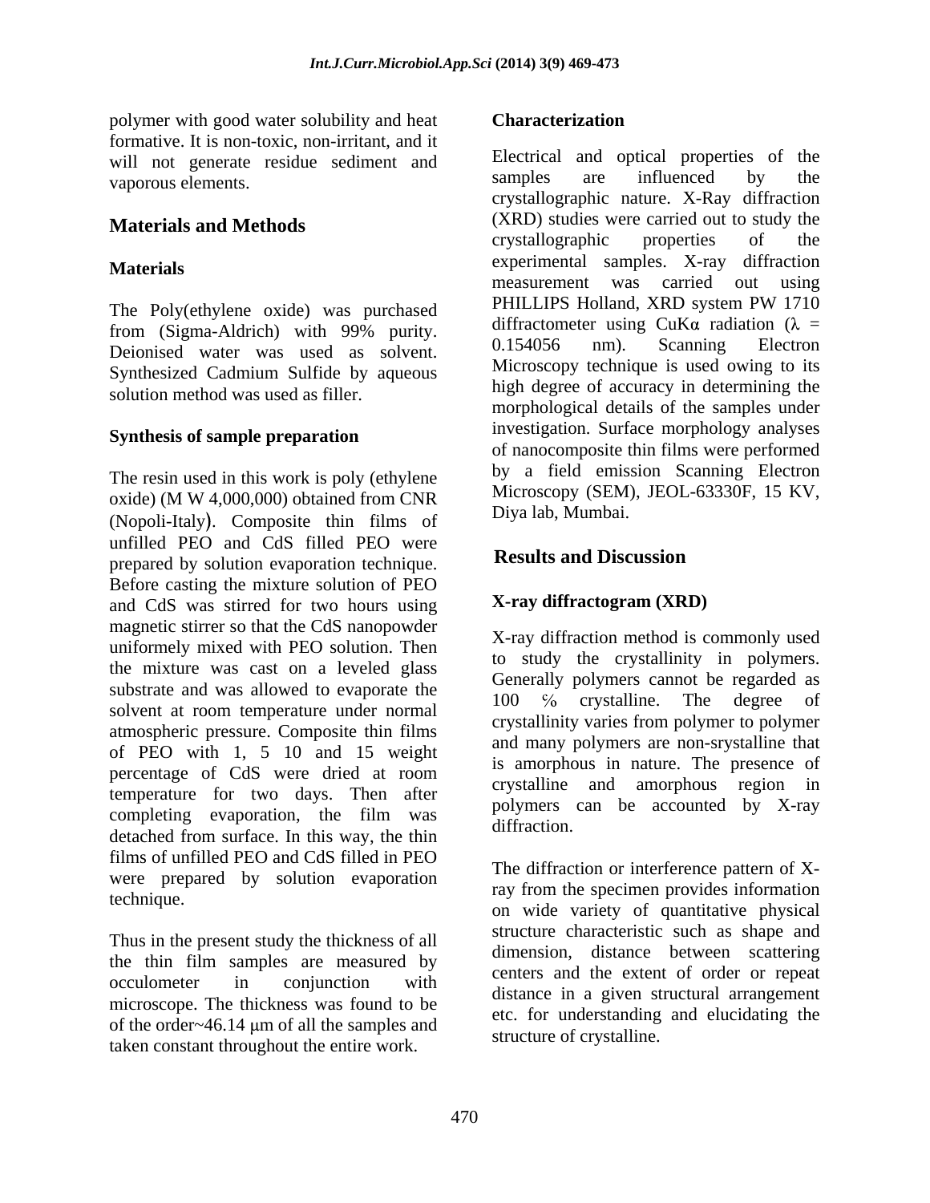polymer with good water solubility and heat formative. It is non-toxic, non-irritant, and it will not generate residue sediment and vaporous elements.

## Materials and Methods

### Materials

The Poly(ethylene oxide) was purchased from (Sigma-Aldrich) with 99% purity. Deionised water was used as solvent. Synthesized Cadmium Sulfide by aqueous solution method was used as filler.

### Synthesis of sample preparation

The resin used in this work is poly (ethylene oxide) (M W 4,000,000) obtained from CNR (Nopoli-Italy). Composite thin films of unfilled PEO and CdS filled PEO were prepared by solution evaporation technique. Before casting the mixture solution of PEO and CdS was stirred for two hours using magnetic stirrer so that the CdS nanopowder uniformely mixed with PEO solution. Then the mixture was cast on a leveled glass substrate and was allowed to evaporate the solvent at room temperature under normal atmospheric pressure. Composite thin films of PEO with 1, 5 10 and 15 weight percentage of CdS were dried at room temperature for two days. Then after completing evaporation, the film was detached from surface. In this way, the thin films of unfilled PEO and CdS filled in PEO were prepared by solution evaporation technique.

Thus in the present study the thickness of all the thin film samples are measured by occulometer in conjunction with microscope. The thickness was found to be of the order~46.14 μm of all the samples and taken constant throughout the entire work.

### Characterization

Electrical and optical properties of the samples are influenced by the crystallographic nature. X-Ray diffraction (XRD) studies were carried out to study the crystallographic properties of the experimental samples. X-ray diffraction measurement was carried out using PHILLIPS Holland, XRD system PW 1710 diffractometer using CuKα radiation ($\lambda$ = 0.154056 nm). Scanning Electron Microscopy technique is used owing to its high degree of accuracy in determining the morphological details of the samples under investigation. Surface morphology analyses of nanocomposite thin films were performed by a field emission Scanning Electron Microscopy (SEM), JEOL-63330F, 15 KV, Diya lab, Mumbai.

## Results and Discussion

### X-ray diffractogram (XRD)

X-ray diffraction method is commonly used to study the crystallinity in polymers. Generally polymers cannot be regarded as 100 % crystalline. The degree of crystallinity varies from polymer to polymer and many polymers are non-srystalline that is amorphous in nature. The presence of crystalline and amorphous region in polymers can be accounted by X-ray diffraction.

The diffraction or interference pattern of X-ray from the specimen provides information on wide variety of quantitative physical structure characteristic such as shape and dimension, distance between scattering centers and the extent of order or repeat distance in a given structural arrangement etc. for understanding and elucidating the structure of crystalline.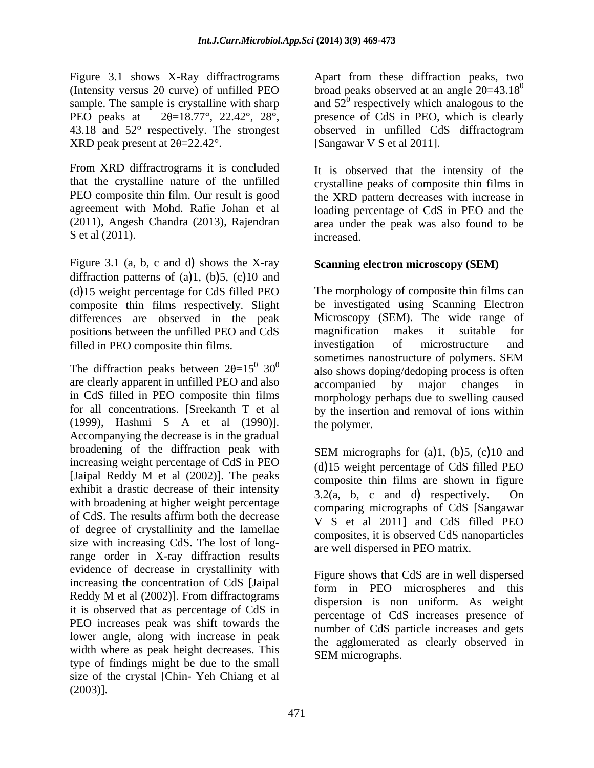Figure 3.1 shows X-Ray diffractrograms (Intensity versus 2θ curve) of unfilled PEO sample. The sample is crystalline with sharp PEO peaks at 2θ=18.77°, 22.42°, 28°, 43.18 and 52° respectively. The strongest XRD peak present at 2θ=22.42°.

From XRD diffractrograms it is concluded that the crystalline nature of the unfilled PEO composite thin film. Our result is good agreement with Mohd. Rafie Johan et al (2011), Angesh Chandra (2013), Rajendran S et al (2011).

Figure 3.1 (a, b, c and d) shows the X-ray diffraction patterns of (a)1, (b)5, (c)10 and (d)15 weight percentage for CdS filled PEO composite thin films respectively. Slight differences are observed in the peak positions between the unfilled PEO and CdS filled in PEO composite thin films.

The diffraction peaks between $2\theta=15^0$–$30^0$ are clearly apparent in unfilled PEO and also in CdS filled in PEO composite thin films for all concentrations. [Sreekanth T et al (1999), Hashmi S A et al (1990)]. Accompanying the decrease is in the gradual broadening of the diffraction peak with increasing weight percentage of CdS in PEO [Jaipal Reddy M et al (2002)]. The peaks exhibit a drastic decrease of their intensity with broadening at higher weight percentage of CdS. The results affirm both the decrease of degree of crystallinity and the lamellae size with increasing CdS. The lost of long-range order in X-ray diffraction results evidence of decrease in crystallinity with increasing the concentration of CdS [Jaipal Reddy M et al (2002)]. From diffractograms it is observed that as percentage of CdS in PEO increases peak was shift towards the lower angle, along with increase in peak width where as peak height decreases. This type of findings might be due to the small size of the crystal [Chin- Yeh Chiang et al (2003)].

Apart from these diffraction peaks, two broad peaks observed at an angle $2\theta=43.18^0$ and $52^0$ respectively which analogous to the presence of CdS in PEO, which is clearly observed in unfilled CdS diffractogram [Sangawar V S et al 2011].

It is observed that the intensity of the crystalline peaks of composite thin films in the XRD pattern decreases with increase in loading percentage of CdS in PEO and the area under the peak was also found to be increased.

## Scanning electron microscopy (SEM)

The morphology of composite thin films can be investigated using Scanning Electron Microscopy (SEM). The wide range of magnification makes it suitable for investigation of microstructure and sometimes nanostructure of polymers. SEM also shows doping/dedoping process is often accompanied by major changes in morphology perhaps due to swelling caused by the insertion and removal of ions within the polymer.

SEM micrographs for (a)1, (b)5, (c)10 and (d)15 weight percentage of CdS filled PEO composite thin films are shown in figure 3.2(a, b, c and d) respectively. On comparing micrographs of CdS [Sangawar V S et al 2011] and CdS filled PEO composites, it is observed CdS nanoparticles are well dispersed in PEO matrix.

Figure shows that CdS are in well dispersed form in PEO microspheres and this dispersion is non uniform. As weight percentage of CdS increases presence of number of CdS particle increases and gets the agglomerated as clearly observed in SEM micrographs.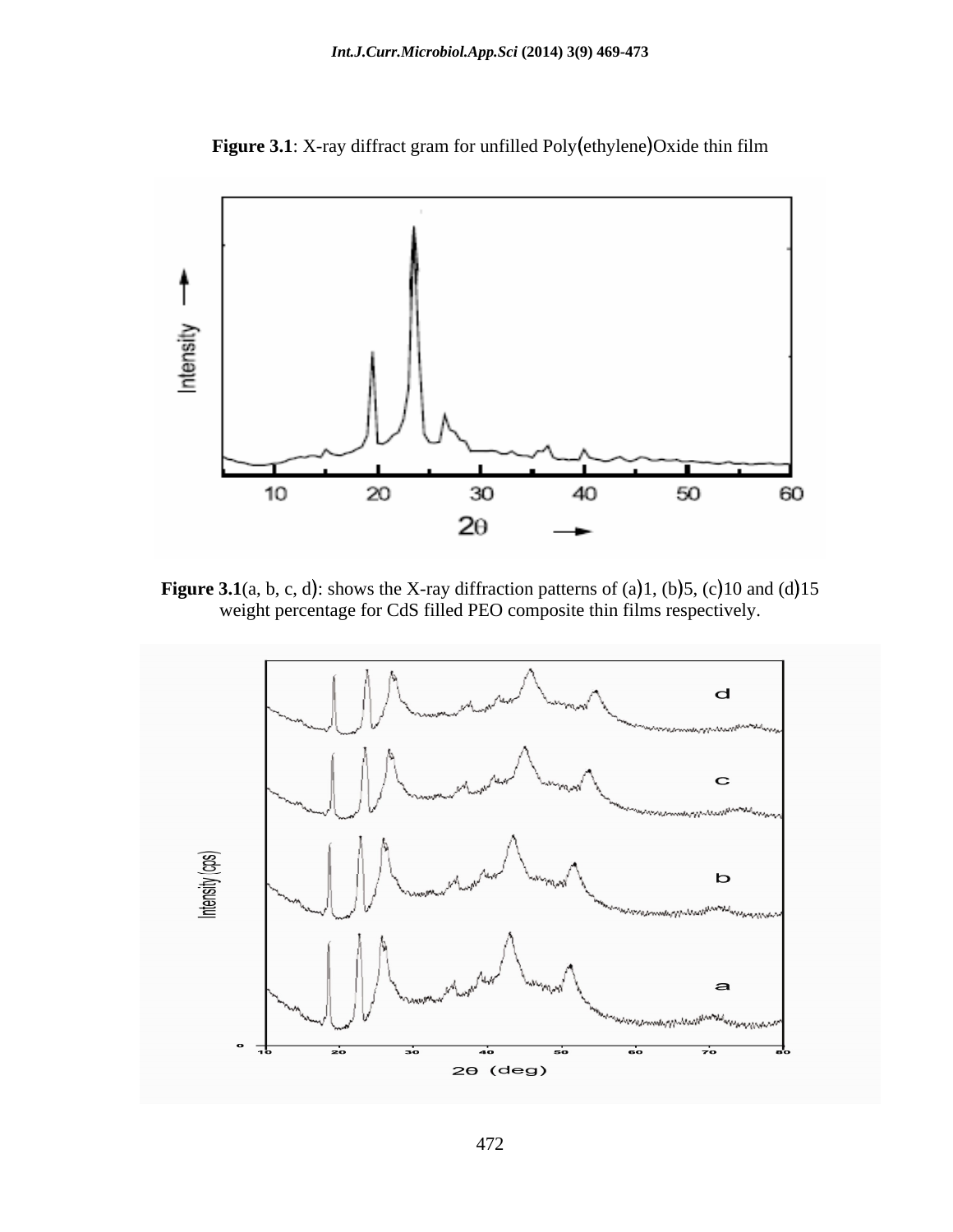**Figure 3.1**: X-ray diffract gram for unfilled Poly(ethylene)Oxide thin film

**Figure 3.1**(a, b, c, d): shows the X-ray diffraction patterns of (a)1, (b)5, (c)10 and (d)15 weight percentage for CdS filled PEO composite thin films respectively.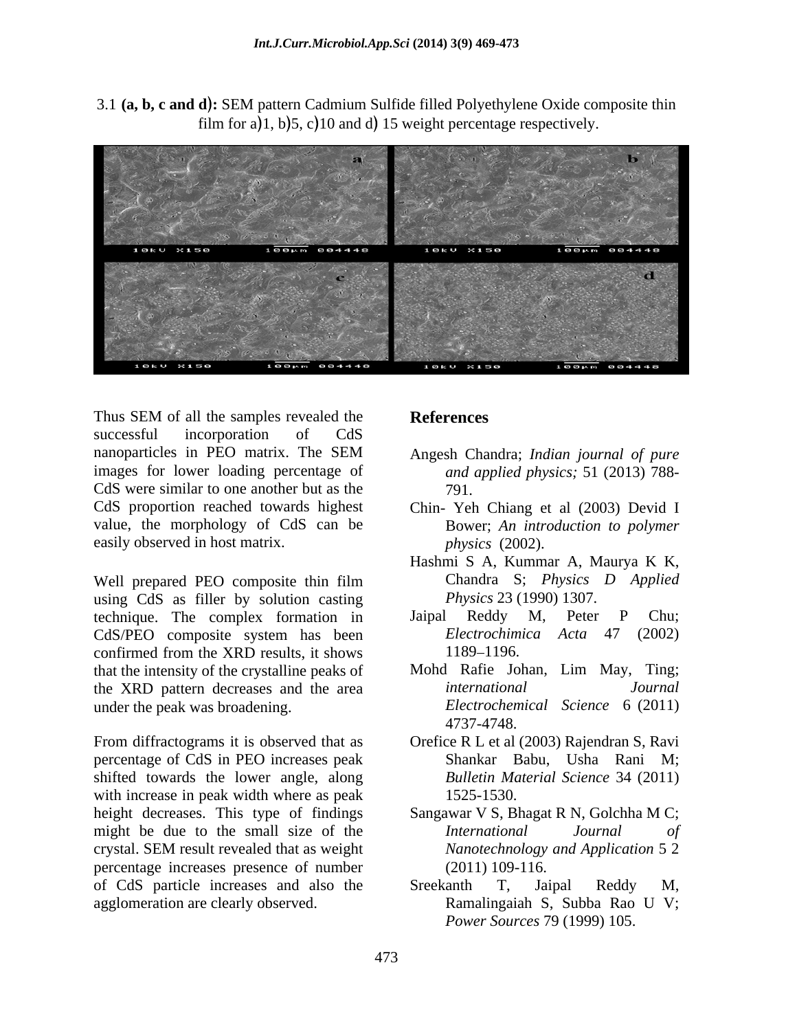3.1 **(a, b, c and d):** SEM pattern Cadmium Sulfide filled Polyethylene Oxide composite thin film for a)1, b)5, c)10 and d) 15 weight percentage respectively.

Thus SEM of all the samples revealed the successful incorporation of CdS nanoparticles in PEO matrix. The SEM images for lower loading percentage of CdS were similar to one another but as the CdS proportion reached towards highest value, the morphology of CdS can be easily observed in host matrix.

Well prepared PEO composite thin film using CdS as filler by solution casting technique. The complex formation in CdS/PEO composite system has been confirmed from the XRD results, it shows that the intensity of the crystalline peaks of the XRD pattern decreases and the area under the peak was broadening.

From diffractograms it is observed that as percentage of CdS in PEO increases peak shifted towards the lower angle, along with increase in peak width where as peak height decreases. This type of findings might be due to the small size of the crystal. SEM result revealed that as weight percentage increases presence of number of CdS particle increases and also the agglomeration are clearly observed.

## References

Angesh Chandra; *Indian journal of pure and applied physics;* 51 (2013) 788-791.

Chin- Yeh Chiang et al (2003) Devid I Bower; *An introduction to polymer physics* (2002).

Hashmi S A, Kummar A, Maurya K K, Chandra S; *Physics D Applied Physics* 23 (1990) 1307.

Jaipal Reddy M, Peter P Chu; *Electrochimica Acta* 47 (2002) 1189–1196.

Mohd Rafie Johan, Lim May, Ting; *international Journal Electrochemical Science* 6 (2011) 4737-4748.

Orefice R L et al (2003) Rajendran S, Ravi Shankar Babu, Usha Rani M; *Bulletin Material Science* 34 (2011) 1525-1530.

Sangawar V S, Bhagat R N, Golchha M C; *International Journal of Nanotechnology and Application* 5 2 (2011) 109-116.

Sreekanth T, Jaipal Reddy M, Ramalingaiah S, Subba Rao U V; *Power Sources* 79 (1999) 105.